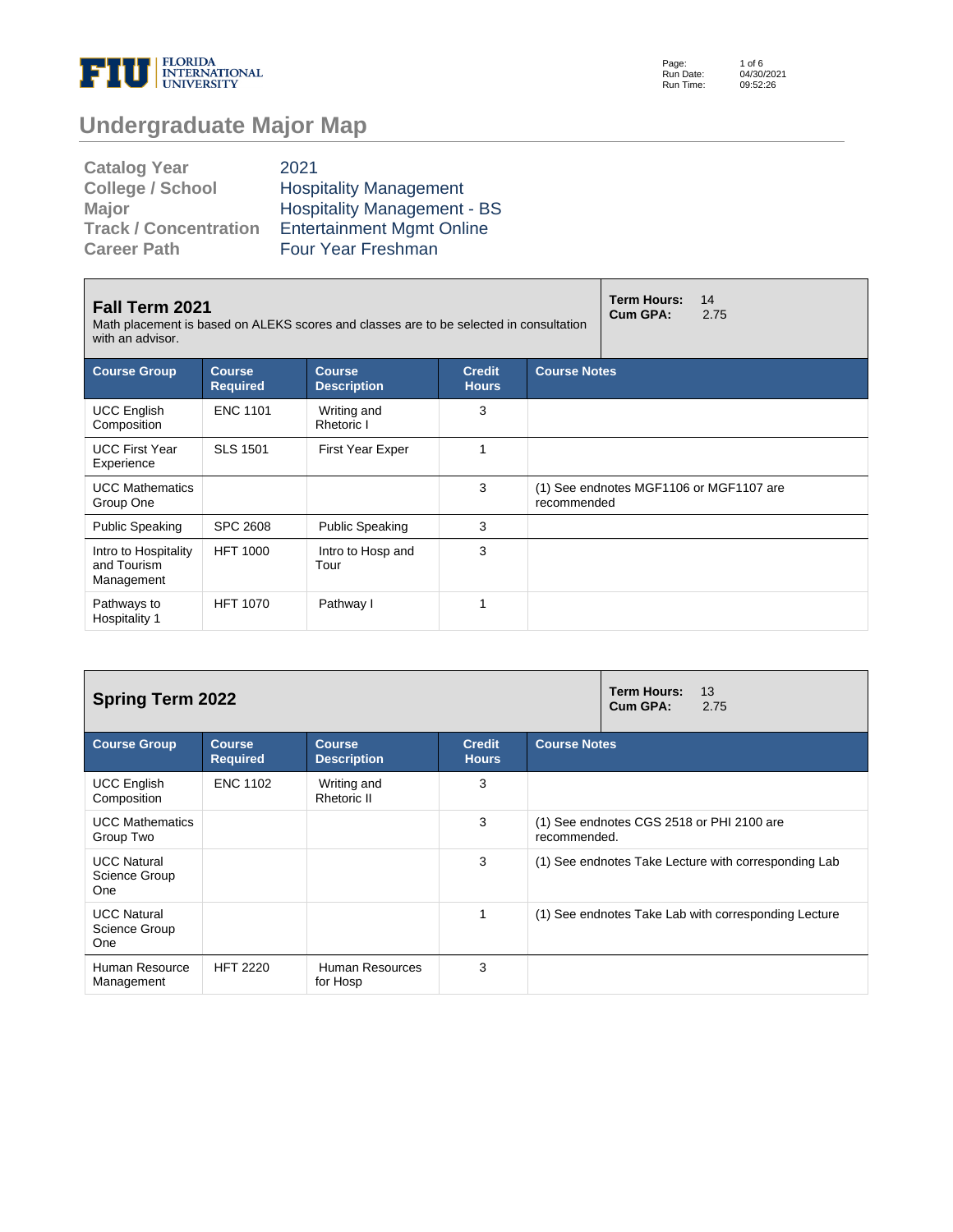# Undergraduate Major Map

| | |
|---|---|
| **Catalog Year** | 2021 |
| **College / School** | Hospitality Management |
| **Major** | Hospitality Management - BS |
| **Track / Concentration** | Entertainment Mgmt Online |
| **Career Path** | Four Year Freshman |

## Fall Term 2021

Math placement is based on ALEKS scores and classes are to be selected in consultation with an advisor.

**Term Hours:** 14
**Cum GPA:** 2.75

| Course Group | Course Required | Course Description | Credit Hours | Course Notes |
|---|---|---|---|---|
| UCC English Composition | ENC 1101 | Writing and Rhetoric I | 3 | |
| UCC First Year Experience | SLS 1501 | First Year Exper | 1 | |
| UCC Mathematics Group One | | | 3 | (1) See endnotes MGF1106 or MGF1107 are recommended |
| Public Speaking | SPC 2608 | Public Speaking | 3 | |
| Intro to Hospitality and Tourism Management | HFT 1000 | Intro to Hosp and Tour | 3 | |
| Pathways to Hospitality 1 | HFT 1070 | Pathway I | 1 | |

## Spring Term 2022

**Term Hours:** 13
**Cum GPA:** 2.75

| Course Group | Course Required | Course Description | Credit Hours | Course Notes |
|---|---|---|---|---|
| UCC English Composition | ENC 1102 | Writing and Rhetoric II | 3 | |
| UCC Mathematics Group Two | | | 3 | (1) See endnotes CGS 2518 or PHI 2100 are recommended. |
| UCC Natural Science Group One | | | 3 | (1) See endnotes Take Lecture with corresponding Lab |
| UCC Natural Science Group One | | | 1 | (1) See endnotes Take Lab with corresponding Lecture |
| Human Resource Management | HFT 2220 | Human Resources for Hosp | 3 | |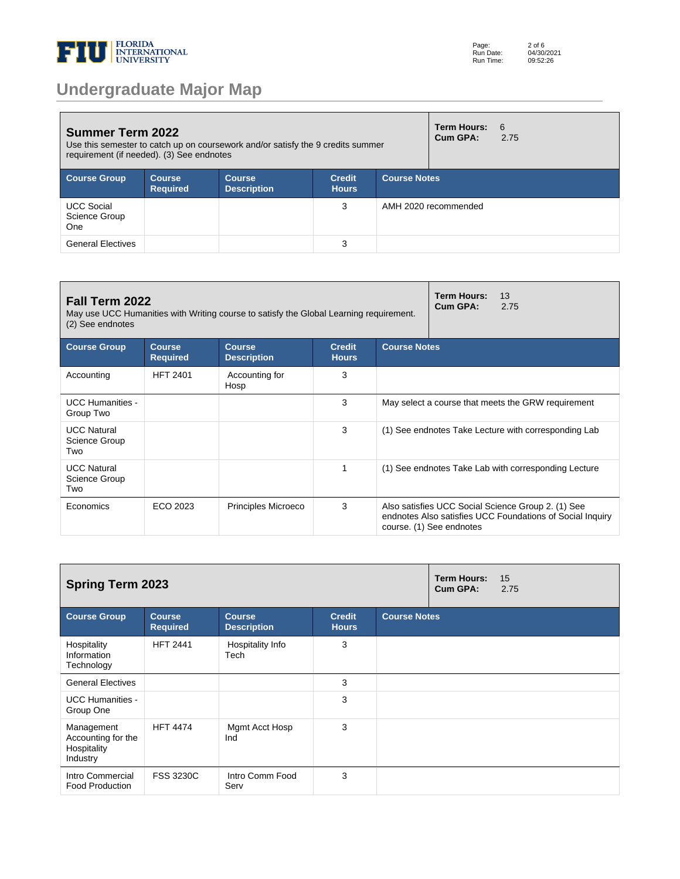# Undergraduate Major Map

## Summer Term 2022

Use this semester to catch up on coursework and/or satisfy the 9 credits summer requirement (if needed). (3) See endnotes

**Term Hours:** 6
**Cum GPA:** 2.75

| Course Group | Course Required | Course Description | Credit Hours | Course Notes |
|---|---|---|---|---|
| UCC Social Science Group One | | | 3 | AMH 2020 recommended |
| General Electives | | | 3 | |

## Fall Term 2022

May use UCC Humanities with Writing course to satisfy the Global Learning requirement. (2) See endnotes

**Term Hours:** 13
**Cum GPA:** 2.75

| Course Group | Course Required | Course Description | Credit Hours | Course Notes |
|---|---|---|---|---|
| Accounting | HFT 2401 | Accounting for Hosp | 3 | |
| UCC Humanities - Group Two | | | 3 | May select a course that meets the GRW requirement |
| UCC Natural Science Group Two | | | 3 | (1) See endnotes Take Lecture with corresponding Lab |
| UCC Natural Science Group Two | | | 1 | (1) See endnotes Take Lab with corresponding Lecture |
| Economics | ECO 2023 | Principles Microeco | 3 | Also satisfies UCC Social Science Group 2. (1) See endnotes Also satisfies UCC Foundations of Social Inquiry course. (1) See endnotes |

## Spring Term 2023

**Term Hours:** 15
**Cum GPA:** 2.75

| Course Group | Course Required | Course Description | Credit Hours | Course Notes |
|---|---|---|---|---|
| Hospitality Information Technology | HFT 2441 | Hospitality Info Tech | 3 | |
| General Electives | | | 3 | |
| UCC Humanities - Group One | | | 3 | |
| Management Accounting for the Hospitality Industry | HFT 4474 | Mgmt Acct Hosp Ind | 3 | |
| Intro Commercial Food Production | FSS 3230C | Intro Comm Food Serv | 3 | |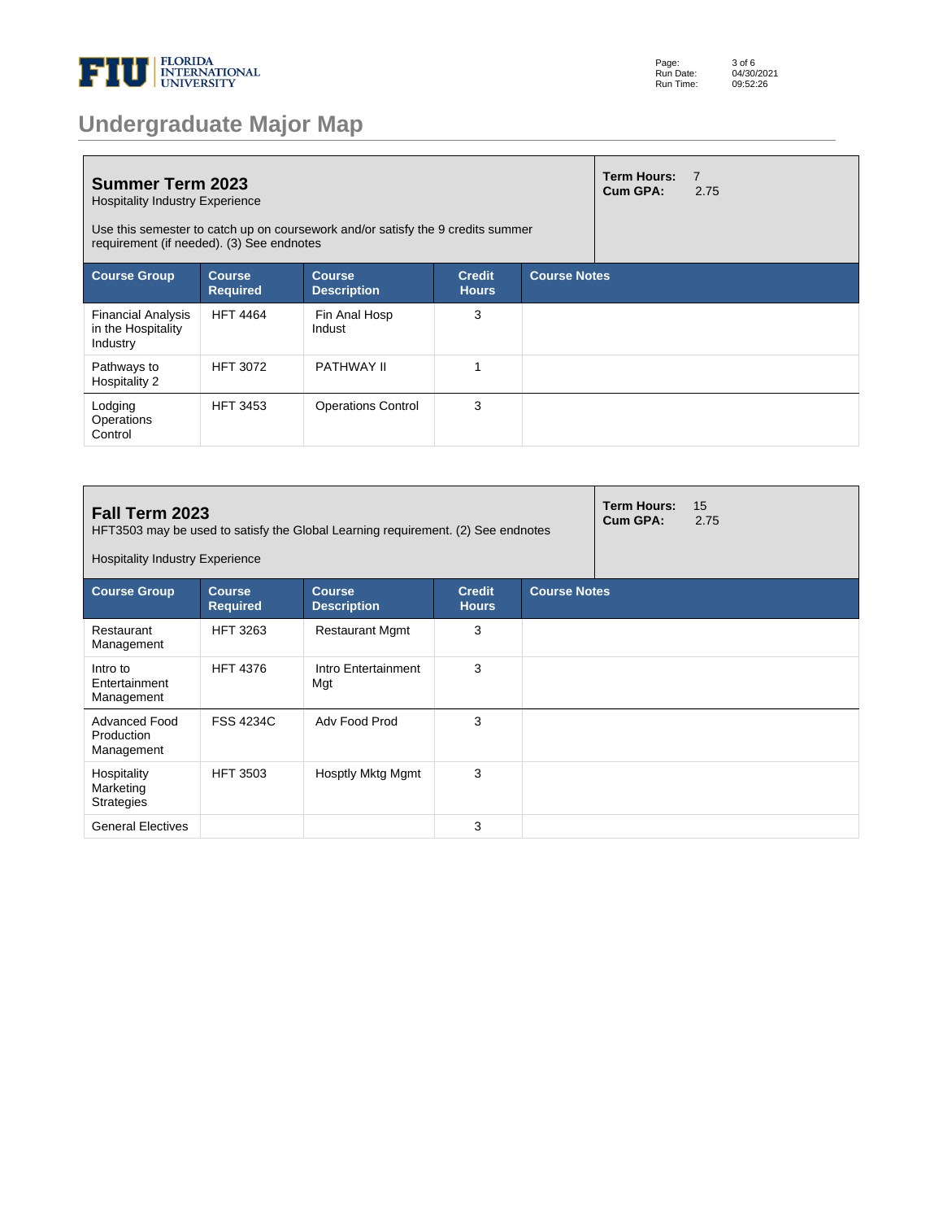# Undergraduate Major Map

## Summer Term 2023

Hospitality Industry Experience

Use this semester to catch up on coursework and/or satisfy the 9 credits summer requirement (if needed). (3) See endnotes

**Term Hours:** 7
**Cum GPA:** 2.75

| Course Group | Course Required | Course Description | Credit Hours | Course Notes |
|---|---|---|---|---|
| Financial Analysis in the Hospitality Industry | HFT 4464 | Fin Anal Hosp Indust | 3 | |
| Pathways to Hospitality 2 | HFT 3072 | PATHWAY II | 1 | |
| Lodging Operations Control | HFT 3453 | Operations Control | 3 | |

## Fall Term 2023

HFT3503 may be used to satisfy the Global Learning requirement. (2) See endnotes

Hospitality Industry Experience

**Term Hours:** 15
**Cum GPA:** 2.75

| Course Group | Course Required | Course Description | Credit Hours | Course Notes |
|---|---|---|---|---|
| Restaurant Management | HFT 3263 | Restaurant Mgmt | 3 | |
| Intro to Entertainment Management | HFT 4376 | Intro Entertainment Mgt | 3 | |
| Advanced Food Production Management | FSS 4234C | Adv Food Prod | 3 | |
| Hospitality Marketing Strategies | HFT 3503 | Hosptly Mktg Mgmt | 3 | |
| General Electives | | | 3 | |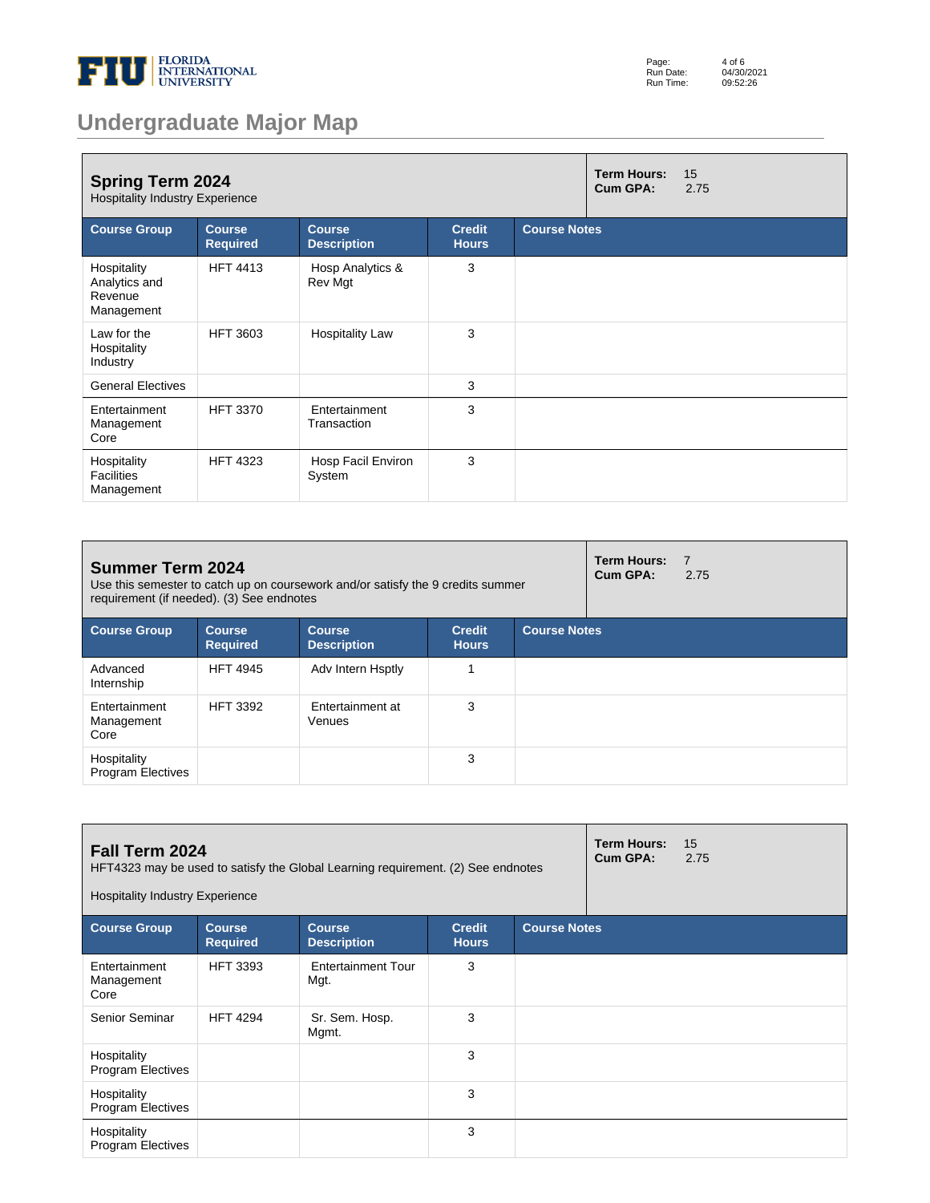# Undergraduate Major Map

## Spring Term 2024

Hospitality Industry Experience

**Term Hours:** 15
**Cum GPA:** 2.75

| Course Group | Course Required | Course Description | Credit Hours | Course Notes |
|---|---|---|---|---|
| Hospitality Analytics and Revenue Management | HFT 4413 | Hosp Analytics & Rev Mgt | 3 | |
| Law for the Hospitality Industry | HFT 3603 | Hospitality Law | 3 | |
| General Electives | | | 3 | |
| Entertainment Management Core | HFT 3370 | Entertainment Transaction | 3 | |
| Hospitality Facilities Management | HFT 4323 | Hosp Facil Environ System | 3 | |

## Summer Term 2024

Use this semester to catch up on coursework and/or satisfy the 9 credits summer requirement (if needed). (3) See endnotes

**Term Hours:** 7
**Cum GPA:** 2.75

| Course Group | Course Required | Course Description | Credit Hours | Course Notes |
|---|---|---|---|---|
| Advanced Internship | HFT 4945 | Adv Intern Hsptly | 1 | |
| Entertainment Management Core | HFT 3392 | Entertainment at Venues | 3 | |
| Hospitality Program Electives | | | 3 | |

## Fall Term 2024

HFT4323 may be used to satisfy the Global Learning requirement. (2) See endnotes

Hospitality Industry Experience

**Term Hours:** 15
**Cum GPA:** 2.75

| Course Group | Course Required | Course Description | Credit Hours | Course Notes |
|---|---|---|---|---|
| Entertainment Management Core | HFT 3393 | Entertainment Tour Mgt. | 3 | |
| Senior Seminar | HFT 4294 | Sr. Sem. Hosp. Mgmt. | 3 | |
| Hospitality Program Electives | | | 3 | |
| Hospitality Program Electives | | | 3 | |
| Hospitality Program Electives | | | 3 | |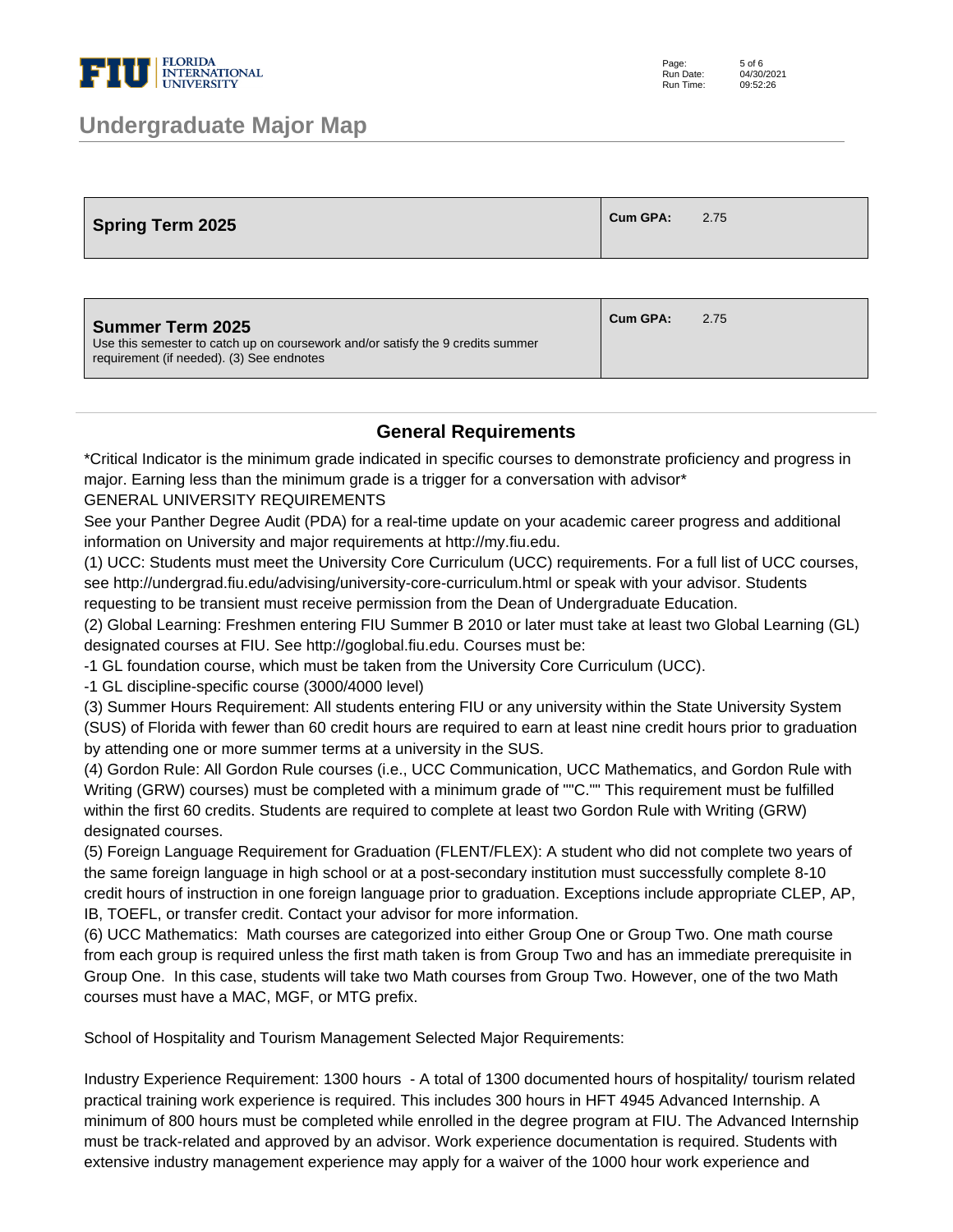# Undergraduate Major Map

| Spring Term 2025 | Cum GPA: 2.75 |
|---|---|

| Summer Term 2025<br>Use this semester to catch up on coursework and/or satisfy the 9 credits summer requirement (if needed). (3) See endnotes | Cum GPA: 2.75 |
|---|---|

## General Requirements

*Critical Indicator is the minimum grade indicated in specific courses to demonstrate proficiency and progress in major. Earning less than the minimum grade is a trigger for a conversation with advisor*

GENERAL UNIVERSITY REQUIREMENTS

See your Panther Degree Audit (PDA) for a real-time update on your academic career progress and additional information on University and major requirements at http://my.fiu.edu.

(1) UCC: Students must meet the University Core Curriculum (UCC) requirements. For a full list of UCC courses, see http://undergrad.fiu.edu/advising/university-core-curriculum.html or speak with your advisor. Students requesting to be transient must receive permission from the Dean of Undergraduate Education.

(2) Global Learning: Freshmen entering FIU Summer B 2010 or later must take at least two Global Learning (GL) designated courses at FIU. See http://goglobal.fiu.edu. Courses must be:

-1 GL foundation course, which must be taken from the University Core Curriculum (UCC).

-1 GL discipline-specific course (3000/4000 level)

(3) Summer Hours Requirement: All students entering FIU or any university within the State University System (SUS) of Florida with fewer than 60 credit hours are required to earn at least nine credit hours prior to graduation by attending one or more summer terms at a university in the SUS.

(4) Gordon Rule: All Gordon Rule courses (i.e., UCC Communication, UCC Mathematics, and Gordon Rule with Writing (GRW) courses) must be completed with a minimum grade of ""C."" This requirement must be fulfilled within the first 60 credits. Students are required to complete at least two Gordon Rule with Writing (GRW) designated courses.

(5) Foreign Language Requirement for Graduation (FLENT/FLEX): A student who did not complete two years of the same foreign language in high school or at a post-secondary institution must successfully complete 8-10 credit hours of instruction in one foreign language prior to graduation. Exceptions include appropriate CLEP, AP, IB, TOEFL, or transfer credit. Contact your advisor for more information.

(6) UCC Mathematics: Math courses are categorized into either Group One or Group Two. One math course from each group is required unless the first math taken is from Group Two and has an immediate prerequisite in Group One. In this case, students will take two Math courses from Group Two. However, one of the two Math courses must have a MAC, MGF, or MTG prefix.

School of Hospitality and Tourism Management Selected Major Requirements:

Industry Experience Requirement: 1300 hours - A total of 1300 documented hours of hospitality/ tourism related practical training work experience is required. This includes 300 hours in HFT 4945 Advanced Internship. A minimum of 800 hours must be completed while enrolled in the degree program at FIU. The Advanced Internship must be track-related and approved by an advisor. Work experience documentation is required. Students with extensive industry management experience may apply for a waiver of the 1000 hour work experience and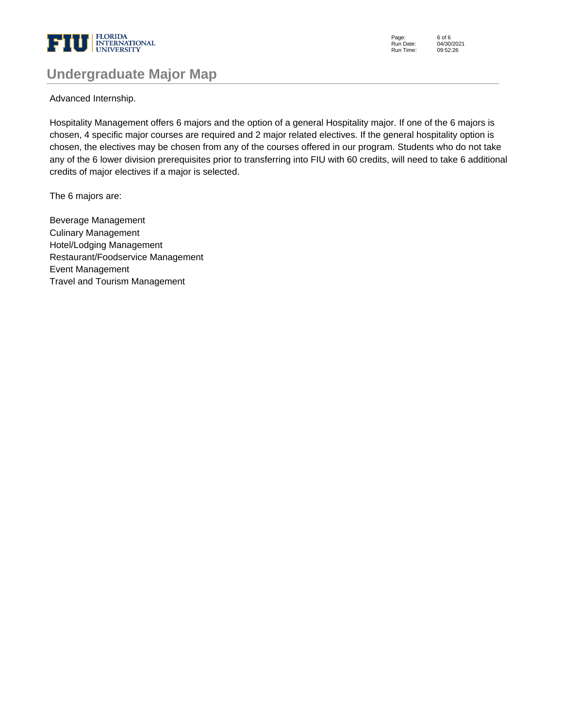# Undergraduate Major Map

Advanced Internship.

Hospitality Management offers 6 majors and the option of a general Hospitality major. If one of the 6 majors is chosen, 4 specific major courses are required and 2 major related electives. If the general hospitality option is chosen, the electives may be chosen from any of the courses offered in our program. Students who do not take any of the 6 lower division prerequisites prior to transferring into FIU with 60 credits, will need to take 6 additional credits of major electives if a major is selected.

The 6 majors are:

Beverage Management
Culinary Management
Hotel/Lodging Management
Restaurant/Foodservice Management
Event Management
Travel and Tourism Management